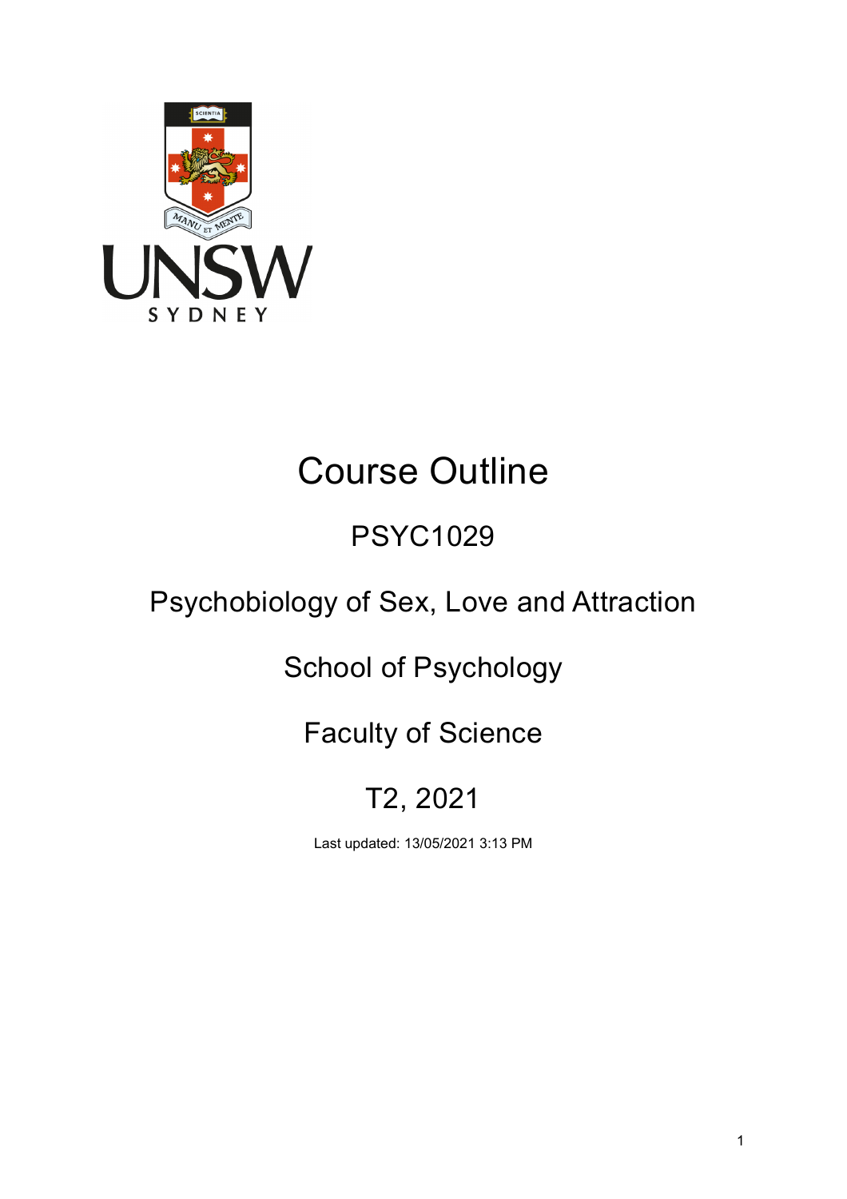# Course Outline

## PSYC1029

## Psychobiology of Sex, Love and Attraction

## School of Psychology

## Faculty of Science

## T2, 2021

Last updated: 13/05/2021 3:13 PM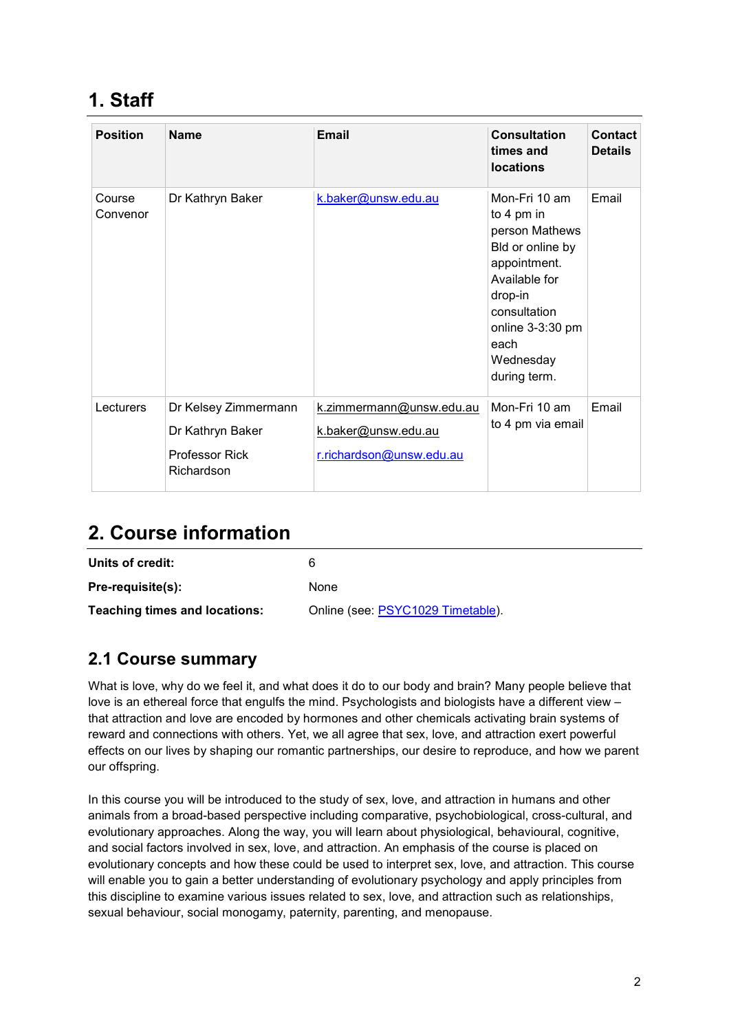# 1. Staff

| Position | Name | Email | Consultation times and locations | Contact Details |
|---|---|---|---|---|
| Course Convenor | Dr Kathryn Baker | k.baker@unsw.edu.au | Mon-Fri 10 am to 4 pm in person Mathews Bld or online by appointment. Available for drop-in consultation online 3-3:30 pm each Wednesday during term. | Email |
| Lecturers | Dr Kelsey Zimmermann<br>Dr Kathryn Baker<br>Professor Rick Richardson | k.zimmermann@unsw.edu.au<br>k.baker@unsw.edu.au<br>r.richardson@unsw.edu.au | Mon-Fri 10 am to 4 pm via email | Email |

# 2. Course information

**Units of credit:** 6

**Pre-requisite(s):** None

**Teaching times and locations:** Online (see: PSYC1029 Timetable).

## 2.1 Course summary

What is love, why do we feel it, and what does it do to our body and brain? Many people believe that love is an ethereal force that engulfs the mind. Psychologists and biologists have a different view – that attraction and love are encoded by hormones and other chemicals activating brain systems of reward and connections with others. Yet, we all agree that sex, love, and attraction exert powerful effects on our lives by shaping our romantic partnerships, our desire to reproduce, and how we parent our offspring.

In this course you will be introduced to the study of sex, love, and attraction in humans and other animals from a broad-based perspective including comparative, psychobiological, cross-cultural, and evolutionary approaches. Along the way, you will learn about physiological, behavioural, cognitive, and social factors involved in sex, love, and attraction. An emphasis of the course is placed on evolutionary concepts and how these could be used to interpret sex, love, and attraction. This course will enable you to gain a better understanding of evolutionary psychology and apply principles from this discipline to examine various issues related to sex, love, and attraction such as relationships, sexual behaviour, social monogamy, paternity, parenting, and menopause.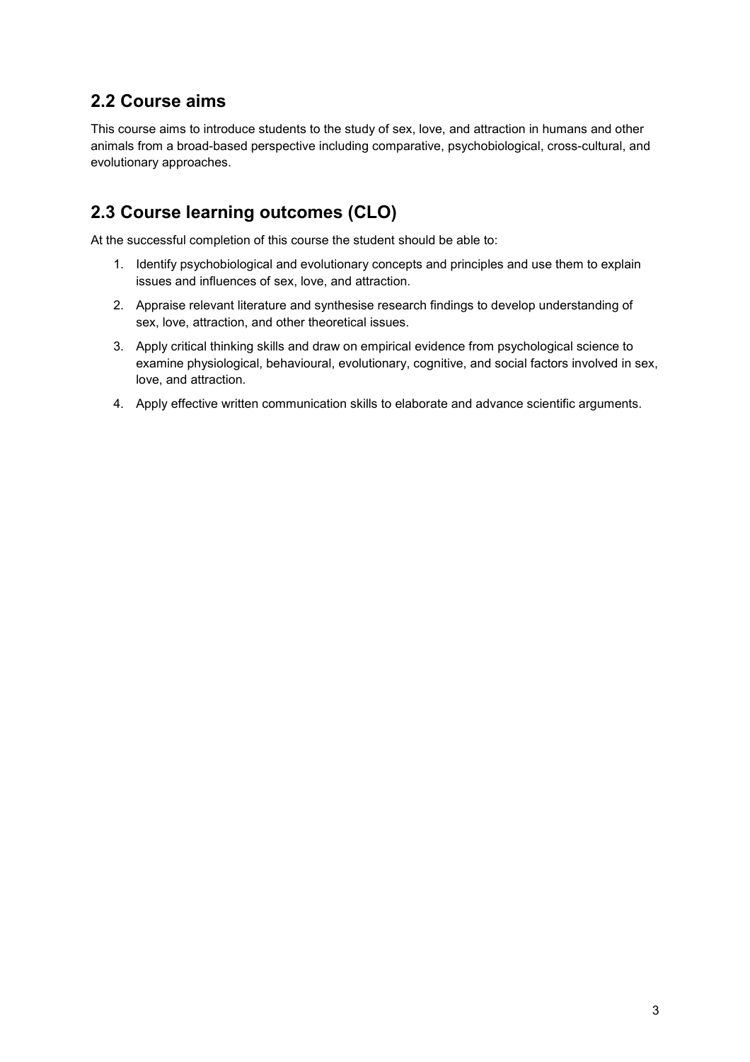## 2.2 Course aims

This course aims to introduce students to the study of sex, love, and attraction in humans and other animals from a broad-based perspective including comparative, psychobiological, cross-cultural, and evolutionary approaches.

## 2.3 Course learning outcomes (CLO)

At the successful completion of this course the student should be able to:

1. Identify psychobiological and evolutionary concepts and principles and use them to explain issues and influences of sex, love, and attraction.
2. Appraise relevant literature and synthesise research findings to develop understanding of sex, love, attraction, and other theoretical issues.
3. Apply critical thinking skills and draw on empirical evidence from psychological science to examine physiological, behavioural, evolutionary, cognitive, and social factors involved in sex, love, and attraction.
4. Apply effective written communication skills to elaborate and advance scientific arguments.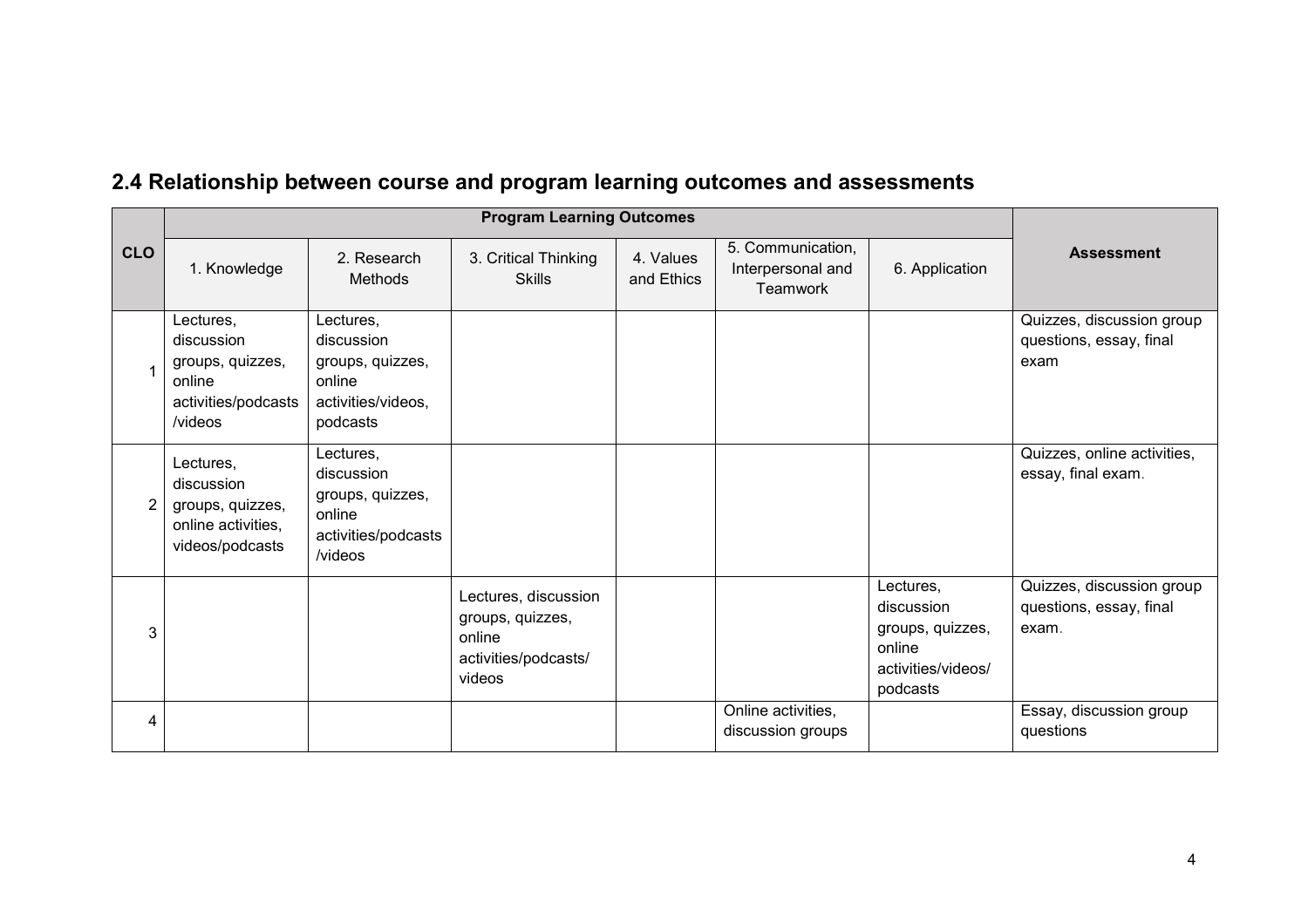## 2.4 Relationship between course and program learning outcomes and assessments

| CLO | Program Learning Outcomes | | | | | | Assessment |
|---|---|---|---|---|---|---|---|
| | 1. Knowledge | 2. Research Methods | 3. Critical Thinking Skills | 4. Values and Ethics | 5. Communication, Interpersonal and Teamwork | 6. Application | |
| 1 | Lectures, discussion groups, quizzes, online activities/podcasts/videos | Lectures, discussion groups, quizzes, online activities/videos, podcasts | | | | | Quizzes, discussion group questions, essay, final exam |
| 2 | Lectures, discussion groups, quizzes, online activities, videos/podcasts | Lectures, discussion groups, quizzes, online activities/podcasts/videos | | | | | Quizzes, online activities, essay, final exam. |
| 3 | | | Lectures, discussion groups, quizzes, online activities/podcasts/videos | | | Lectures, discussion groups, quizzes, online activities/videos/podcasts | Quizzes, discussion group questions, essay, final exam. |
| 4 | | | | | Online activities, discussion groups | | Essay, discussion group questions |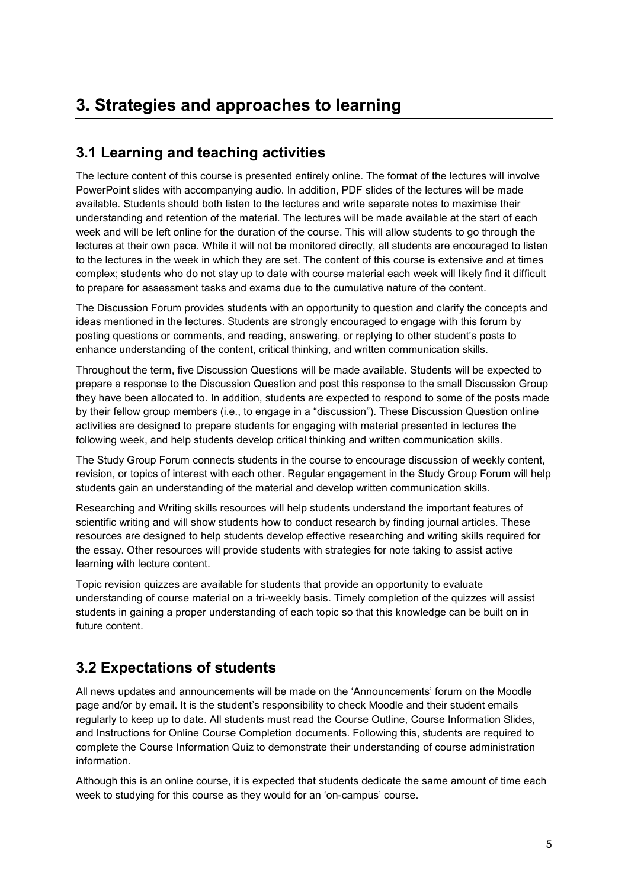# 3. Strategies and approaches to learning

## 3.1 Learning and teaching activities

The lecture content of this course is presented entirely online. The format of the lectures will involve PowerPoint slides with accompanying audio. In addition, PDF slides of the lectures will be made available. Students should both listen to the lectures and write separate notes to maximise their understanding and retention of the material. The lectures will be made available at the start of each week and will be left online for the duration of the course. This will allow students to go through the lectures at their own pace. While it will not be monitored directly, all students are encouraged to listen to the lectures in the week in which they are set. The content of this course is extensive and at times complex; students who do not stay up to date with course material each week will likely find it difficult to prepare for assessment tasks and exams due to the cumulative nature of the content.

The Discussion Forum provides students with an opportunity to question and clarify the concepts and ideas mentioned in the lectures. Students are strongly encouraged to engage with this forum by posting questions or comments, and reading, answering, or replying to other student's posts to enhance understanding of the content, critical thinking, and written communication skills.

Throughout the term, five Discussion Questions will be made available. Students will be expected to prepare a response to the Discussion Question and post this response to the small Discussion Group they have been allocated to. In addition, students are expected to respond to some of the posts made by their fellow group members (i.e., to engage in a "discussion"). These Discussion Question online activities are designed to prepare students for engaging with material presented in lectures the following week, and help students develop critical thinking and written communication skills.

The Study Group Forum connects students in the course to encourage discussion of weekly content, revision, or topics of interest with each other. Regular engagement in the Study Group Forum will help students gain an understanding of the material and develop written communication skills.

Researching and Writing skills resources will help students understand the important features of scientific writing and will show students how to conduct research by finding journal articles. These resources are designed to help students develop effective researching and writing skills required for the essay. Other resources will provide students with strategies for note taking to assist active learning with lecture content.

Topic revision quizzes are available for students that provide an opportunity to evaluate understanding of course material on a tri-weekly basis. Timely completion of the quizzes will assist students in gaining a proper understanding of each topic so that this knowledge can be built on in future content.

## 3.2 Expectations of students

All news updates and announcements will be made on the 'Announcements' forum on the Moodle page and/or by email. It is the student's responsibility to check Moodle and their student emails regularly to keep up to date. All students must read the Course Outline, Course Information Slides, and Instructions for Online Course Completion documents. Following this, students are required to complete the Course Information Quiz to demonstrate their understanding of course administration information.

Although this is an online course, it is expected that students dedicate the same amount of time each week to studying for this course as they would for an 'on-campus' course.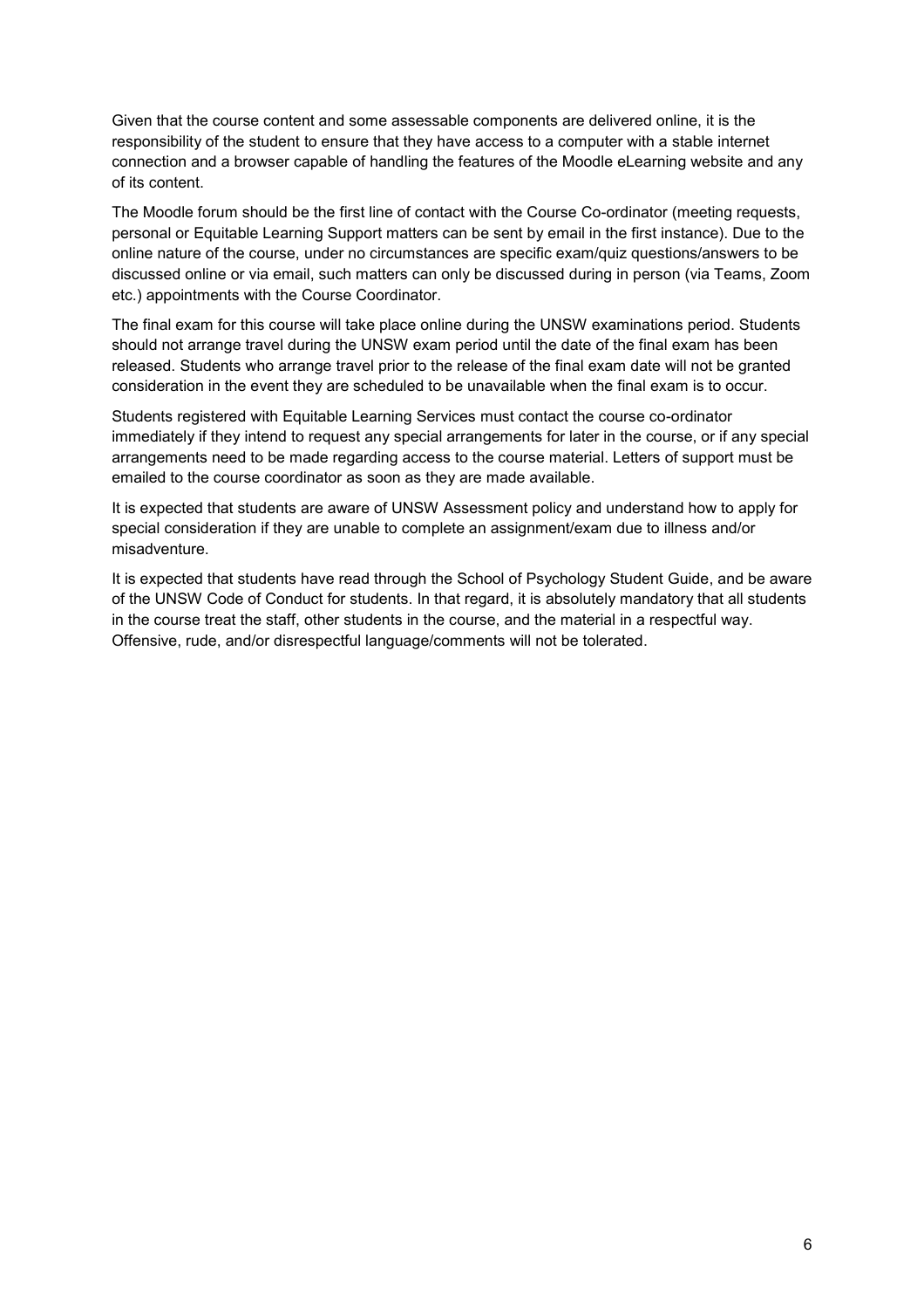Given that the course content and some assessable components are delivered online, it is the responsibility of the student to ensure that they have access to a computer with a stable internet connection and a browser capable of handling the features of the Moodle eLearning website and any of its content.

The Moodle forum should be the first line of contact with the Course Co-ordinator (meeting requests, personal or Equitable Learning Support matters can be sent by email in the first instance). Due to the online nature of the course, under no circumstances are specific exam/quiz questions/answers to be discussed online or via email, such matters can only be discussed during in person (via Teams, Zoom etc.) appointments with the Course Coordinator.

The final exam for this course will take place online during the UNSW examinations period. Students should not arrange travel during the UNSW exam period until the date of the final exam has been released. Students who arrange travel prior to the release of the final exam date will not be granted consideration in the event they are scheduled to be unavailable when the final exam is to occur.

Students registered with Equitable Learning Services must contact the course co-ordinator immediately if they intend to request any special arrangements for later in the course, or if any special arrangements need to be made regarding access to the course material. Letters of support must be emailed to the course coordinator as soon as they are made available.

It is expected that students are aware of UNSW Assessment policy and understand how to apply for special consideration if they are unable to complete an assignment/exam due to illness and/or misadventure.

It is expected that students have read through the School of Psychology Student Guide, and be aware of the UNSW Code of Conduct for students. In that regard, it is absolutely mandatory that all students in the course treat the staff, other students in the course, and the material in a respectful way. Offensive, rude, and/or disrespectful language/comments will not be tolerated.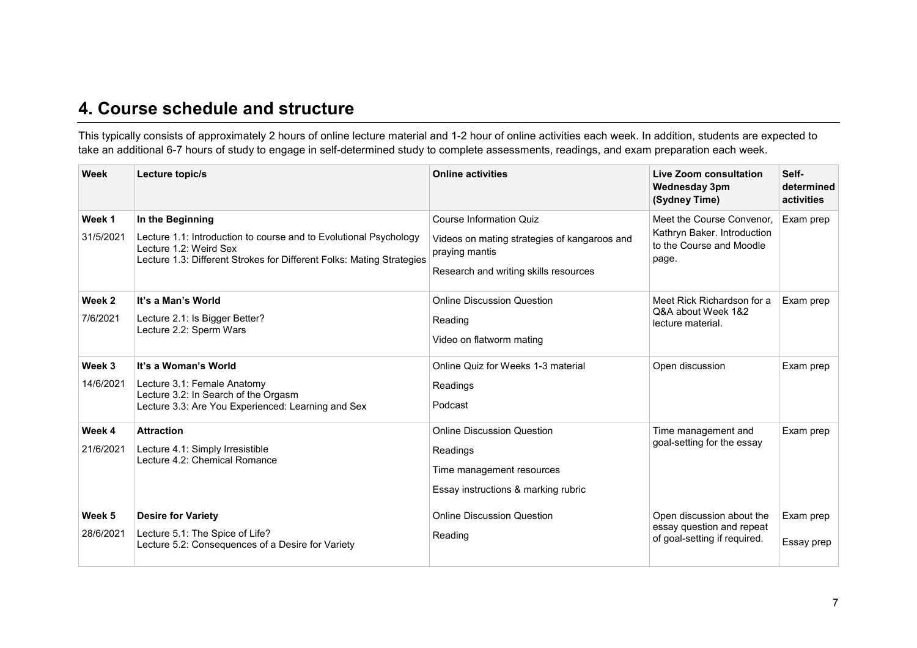## 4. Course schedule and structure

This typically consists of approximately 2 hours of online lecture material and 1-2 hour of online activities each week. In addition, students are expected to take an additional 6-7 hours of study to engage in self-determined study to complete assessments, readings, and exam preparation each week.

| Week | Lecture topic/s | Online activities | Live Zoom consultation Wednesday 3pm (Sydney Time) | Self-determined activities |
|---|---|---|---|---|
| **Week 1**<br>31/5/2021 | **In the Beginning**<br>Lecture 1.1: Introduction to course and to Evolutional Psychology<br>Lecture 1.2: Weird Sex<br>Lecture 1.3: Different Strokes for Different Folks: Mating Strategies | Course Information Quiz<br>Videos on mating strategies of kangaroos and praying mantis<br>Research and writing skills resources | Meet the Course Convenor, Kathryn Baker. Introduction to the Course and Moodle page. | Exam prep |
| **Week 2**<br>7/6/2021 | **It's a Man's World**<br>Lecture 2.1: Is Bigger Better?<br>Lecture 2.2: Sperm Wars | Online Discussion Question<br>Reading<br>Video on flatworm mating | Meet Rick Richardson for a Q&A about Week 1&2 lecture material. | Exam prep |
| **Week 3**<br>14/6/2021 | **It's a Woman's World**<br>Lecture 3.1: Female Anatomy<br>Lecture 3.2: In Search of the Orgasm<br>Lecture 3.3: Are You Experienced: Learning and Sex | Online Quiz for Weeks 1-3 material<br>Readings<br>Podcast | Open discussion | Exam prep |
| **Week 4**<br>21/6/2021 | **Attraction**<br>Lecture 4.1: Simply Irresistible<br>Lecture 4.2: Chemical Romance | Online Discussion Question<br>Readings<br>Time management resources<br>Essay instructions & marking rubric | Time management and goal-setting for the essay | Exam prep |
| **Week 5**<br>28/6/2021 | **Desire for Variety**<br>Lecture 5.1: The Spice of Life?<br>Lecture 5.2: Consequences of a Desire for Variety | Online Discussion Question<br>Reading | Open discussion about the essay question and repeat of goal-setting if required. | Exam prep<br>Essay prep |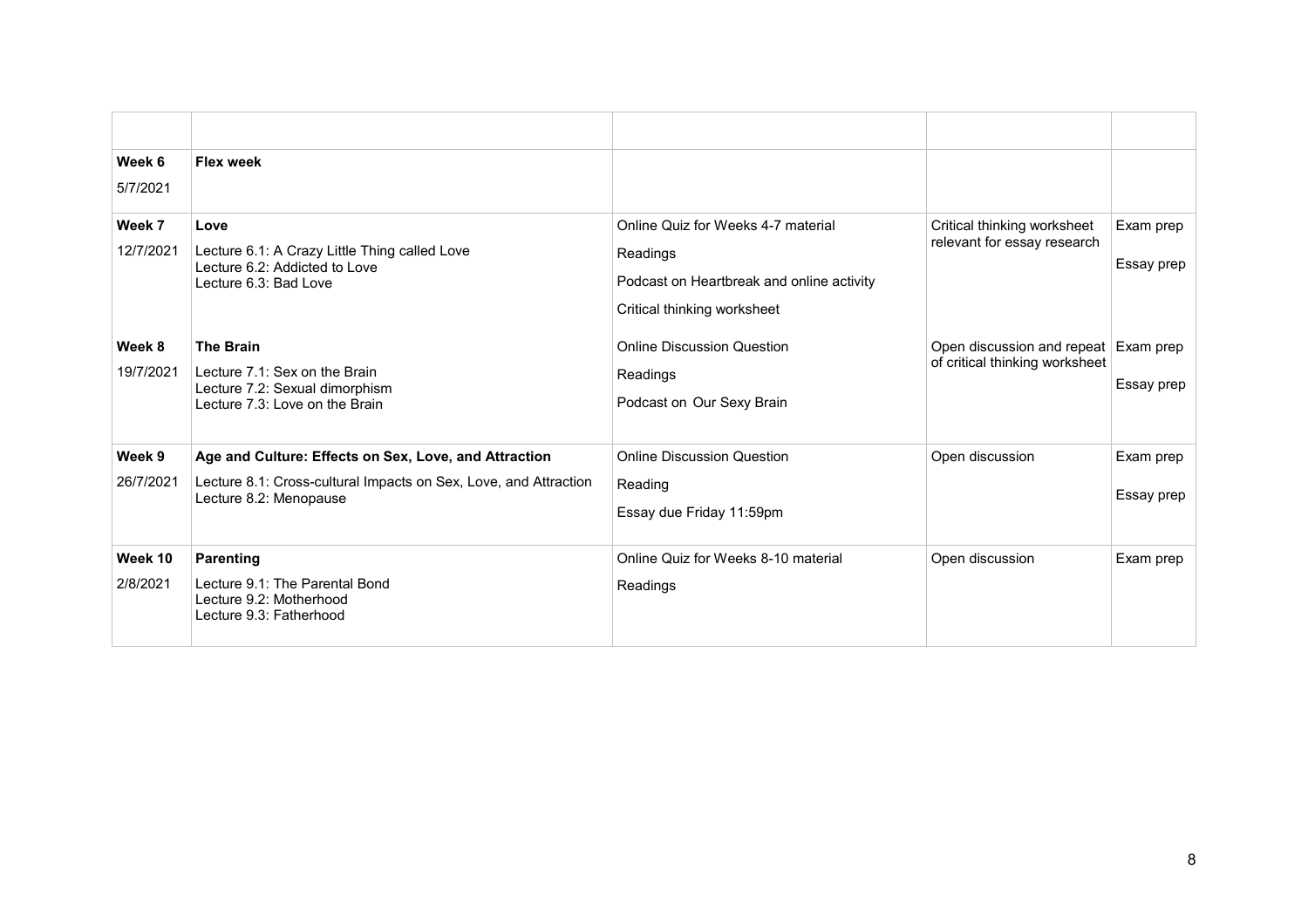| | | | | |
|---|---|---|---|---|
| **Week 6**<br>5/7/2021 | **Flex week** | | | |
| **Week 7**<br>12/7/2021 | **Love**<br>Lecture 6.1: A Crazy Little Thing called Love<br>Lecture 6.2: Addicted to Love<br>Lecture 6.3: Bad Love | Online Quiz for Weeks 4-7 material<br>Readings<br>Podcast on Heartbreak and online activity<br>Critical thinking worksheet | Critical thinking worksheet relevant for essay research | Exam prep<br>Essay prep |
| **Week 8**<br>19/7/2021 | **The Brain**<br>Lecture 7.1: Sex on the Brain<br>Lecture 7.2: Sexual dimorphism<br>Lecture 7.3: Love on the Brain | Online Discussion Question<br>Readings<br>Podcast on Our Sexy Brain | Open discussion and repeat of critical thinking worksheet | Exam prep<br>Essay prep |
| **Week 9**<br>26/7/2021 | **Age and Culture: Effects on Sex, Love, and Attraction**<br>Lecture 8.1: Cross-cultural Impacts on Sex, Love, and Attraction<br>Lecture 8.2: Menopause | Online Discussion Question<br>Reading<br>Essay due Friday 11:59pm | Open discussion | Exam prep<br>Essay prep |
| **Week 10**<br>2/8/2021 | **Parenting**<br>Lecture 9.1: The Parental Bond<br>Lecture 9.2: Motherhood<br>Lecture 9.3: Fatherhood | Online Quiz for Weeks 8-10 material<br>Readings | Open discussion | Exam prep |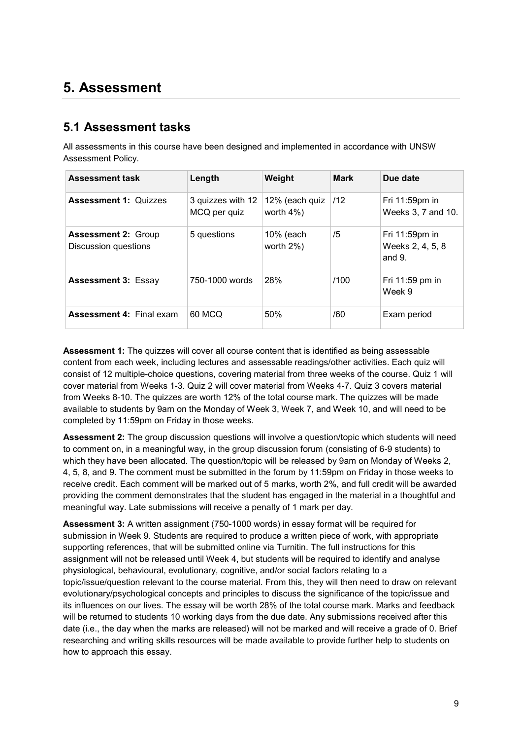# 5. Assessment

## 5.1 Assessment tasks

All assessments in this course have been designed and implemented in accordance with UNSW Assessment Policy.

| Assessment task | Length | Weight | Mark | Due date |
|---|---|---|---|---|
| **Assessment 1:** Quizzes | 3 quizzes with 12 MCQ per quiz | 12% (each quiz worth 4%) | /12 | Fri 11:59pm in Weeks 3, 7 and 10. |
| **Assessment 2:** Group Discussion questions | 5 questions | 10% (each worth 2%) | /5 | Fri 11:59pm in Weeks 2, 4, 5, 8 and 9. |
| **Assessment 3:** Essay | 750-1000 words | 28% | /100 | Fri 11:59 pm in Week 9 |
| **Assessment 4:** Final exam | 60 MCQ | 50% | /60 | Exam period |

**Assessment 1:** The quizzes will cover all course content that is identified as being assessable content from each week, including lectures and assessable readings/other activities. Each quiz will consist of 12 multiple-choice questions, covering material from three weeks of the course. Quiz 1 will cover material from Weeks 1-3. Quiz 2 will cover material from Weeks 4-7. Quiz 3 covers material from Weeks 8-10. The quizzes are worth 12% of the total course mark. The quizzes will be made available to students by 9am on the Monday of Week 3, Week 7, and Week 10, and will need to be completed by 11:59pm on Friday in those weeks.

**Assessment 2:** The group discussion questions will involve a question/topic which students will need to comment on, in a meaningful way, in the group discussion forum (consisting of 6-9 students) to which they have been allocated. The question/topic will be released by 9am on Monday of Weeks 2, 4, 5, 8, and 9. The comment must be submitted in the forum by 11:59pm on Friday in those weeks to receive credit. Each comment will be marked out of 5 marks, worth 2%, and full credit will be awarded providing the comment demonstrates that the student has engaged in the material in a thoughtful and meaningful way. Late submissions will receive a penalty of 1 mark per day.

**Assessment 3:** A written assignment (750-1000 words) in essay format will be required for submission in Week 9. Students are required to produce a written piece of work, with appropriate supporting references, that will be submitted online via Turnitin. The full instructions for this assignment will not be released until Week 4, but students will be required to identify and analyse physiological, behavioural, evolutionary, cognitive, and/or social factors relating to a topic/issue/question relevant to the course material. From this, they will then need to draw on relevant evolutionary/psychological concepts and principles to discuss the significance of the topic/issue and its influences on our lives. The essay will be worth 28% of the total course mark. Marks and feedback will be returned to students 10 working days from the due date. Any submissions received after this date (i.e., the day when the marks are released) will not be marked and will receive a grade of 0. Brief researching and writing skills resources will be made available to provide further help to students on how to approach this essay.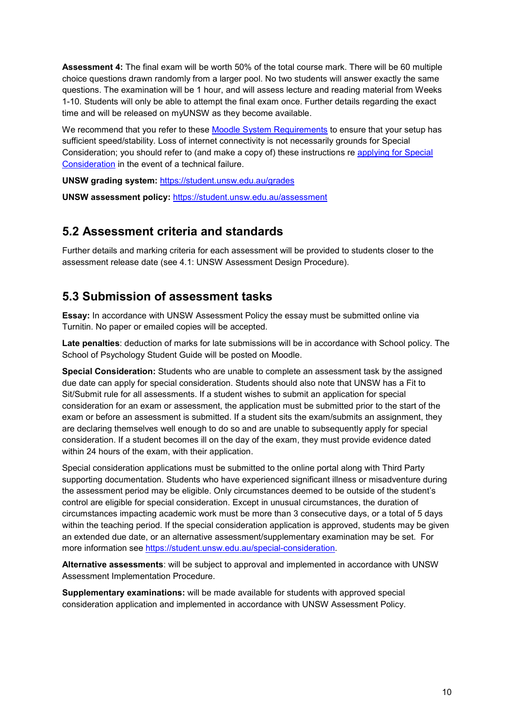**Assessment 4:** The final exam will be worth 50% of the total course mark. There will be 60 multiple choice questions drawn randomly from a larger pool. No two students will answer exactly the same questions. The examination will be 1 hour, and will assess lecture and reading material from Weeks 1-10. Students will only be able to attempt the final exam once. Further details regarding the exact time and will be released on myUNSW as they become available.

We recommend that you refer to these [Moodle System Requirements]() to ensure that your setup has sufficient speed/stability. Loss of internet connectivity is not necessarily grounds for Special Consideration; you should refer to (and make a copy of) these instructions re [applying for Special Consideration]() in the event of a technical failure.

**UNSW grading system:** https://student.unsw.edu.au/grades

**UNSW assessment policy:** https://student.unsw.edu.au/assessment

## 5.2 Assessment criteria and standards

Further details and marking criteria for each assessment will be provided to students closer to the assessment release date (see 4.1: UNSW Assessment Design Procedure).

## 5.3 Submission of assessment tasks

**Essay:** In accordance with UNSW Assessment Policy the essay must be submitted online via Turnitin. No paper or emailed copies will be accepted.

**Late penalties**: deduction of marks for late submissions will be in accordance with School policy. The School of Psychology Student Guide will be posted on Moodle.

**Special Consideration:** Students who are unable to complete an assessment task by the assigned due date can apply for special consideration. Students should also note that UNSW has a Fit to Sit/Submit rule for all assessments. If a student wishes to submit an application for special consideration for an exam or assessment, the application must be submitted prior to the start of the exam or before an assessment is submitted. If a student sits the exam/submits an assignment, they are declaring themselves well enough to do so and are unable to subsequently apply for special consideration. If a student becomes ill on the day of the exam, they must provide evidence dated within 24 hours of the exam, with their application.

Special consideration applications must be submitted to the online portal along with Third Party supporting documentation. Students who have experienced significant illness or misadventure during the assessment period may be eligible. Only circumstances deemed to be outside of the student's control are eligible for special consideration. Except in unusual circumstances, the duration of circumstances impacting academic work must be more than 3 consecutive days, or a total of 5 days within the teaching period. If the special consideration application is approved, students may be given an extended due date, or an alternative assessment/supplementary examination may be set. For more information see https://student.unsw.edu.au/special-consideration.

**Alternative assessments**: will be subject to approval and implemented in accordance with UNSW Assessment Implementation Procedure.

**Supplementary examinations:** will be made available for students with approved special consideration application and implemented in accordance with UNSW Assessment Policy.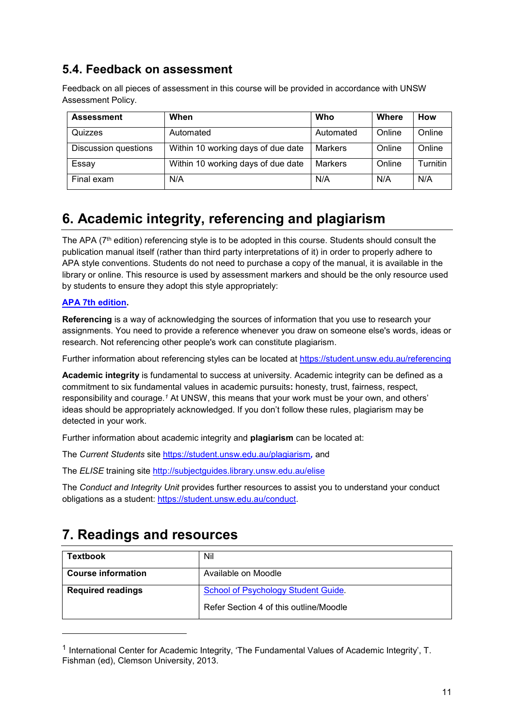## 5.4. Feedback on assessment

Feedback on all pieces of assessment in this course will be provided in accordance with UNSW Assessment Policy.

| Assessment | When | Who | Where | How |
|---|---|---|---|---|
| Quizzes | Automated | Automated | Online | Online |
| Discussion questions | Within 10 working days of due date | Markers | Online | Online |
| Essay | Within 10 working days of due date | Markers | Online | Turnitin |
| Final exam | N/A | N/A | N/A | N/A |

# 6. Academic integrity, referencing and plagiarism

The APA (7th edition) referencing style is to be adopted in this course. Students should consult the publication manual itself (rather than third party interpretations of it) in order to properly adhere to APA style conventions. Students do not need to purchase a copy of the manual, it is available in the library or online. This resource is used by assessment markers and should be the only resource used by students to ensure they adopt this style appropriately:

**APA 7th edition.**

**Referencing** is a way of acknowledging the sources of information that you use to research your assignments. You need to provide a reference whenever you draw on someone else's words, ideas or research. Not referencing other people's work can constitute plagiarism.

Further information about referencing styles can be located at https://student.unsw.edu.au/referencing

**Academic integrity** is fundamental to success at university. Academic integrity can be defined as a commitment to six fundamental values in academic pursuits**:** honesty, trust, fairness, respect, responsibility and courage.[1] At UNSW, this means that your work must be your own, and others' ideas should be appropriately acknowledged. If you don't follow these rules, plagiarism may be detected in your work.

Further information about academic integrity and **plagiarism** can be located at:

The *Current Students* site https://student.unsw.edu.au/plagiarism**,** and

The *ELISE* training site http://subjectguides.library.unsw.edu.au/elise

The *Conduct and Integrity Unit* provides further resources to assist you to understand your conduct obligations as a student: https://student.unsw.edu.au/conduct.

# 7. Readings and resources

| | |
|---|---|
| **Textbook** | Nil |
| **Course information** | Available on Moodle |
| **Required readings** | School of Psychology Student Guide.<br>Refer Section 4 of this outline/Moodle |

[1] International Center for Academic Integrity, 'The Fundamental Values of Academic Integrity', T. Fishman (ed), Clemson University, 2013.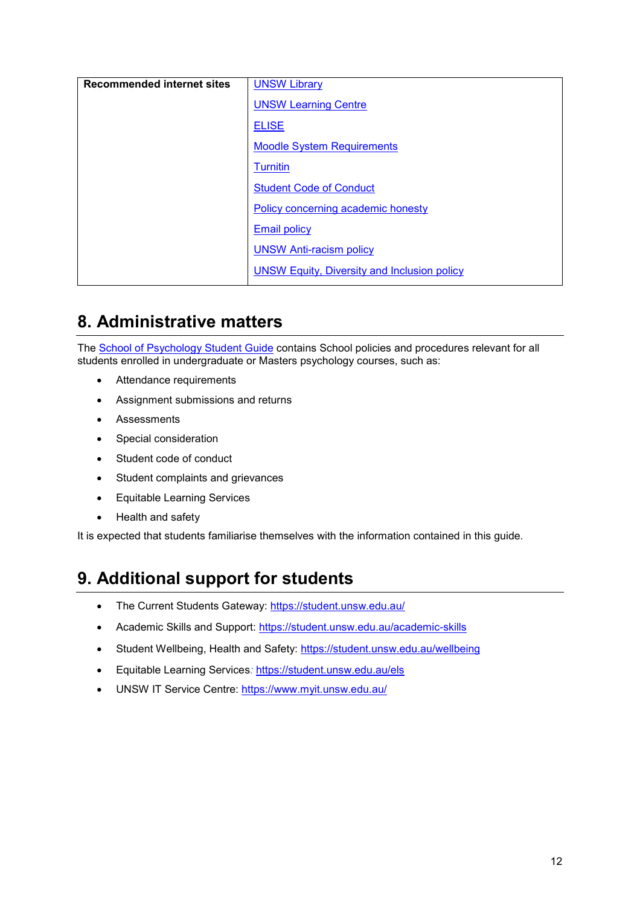| | |
|---|---|
| **Recommended internet sites** | UNSW Library<br>UNSW Learning Centre<br>ELISE<br>Moodle System Requirements<br>Turnitin<br>Student Code of Conduct<br>Policy concerning academic honesty<br>Email policy<br>UNSW Anti-racism policy<br>UNSW Equity, Diversity and Inclusion policy |

## 8. Administrative matters

The School of Psychology Student Guide contains School policies and procedures relevant for all students enrolled in undergraduate or Masters psychology courses, such as:

- Attendance requirements
- Assignment submissions and returns
- Assessments
- Special consideration
- Student code of conduct
- Student complaints and grievances
- Equitable Learning Services
- Health and safety

It is expected that students familiarise themselves with the information contained in this guide.

## 9. Additional support for students

- The Current Students Gateway: https://student.unsw.edu.au/
- Academic Skills and Support: https://student.unsw.edu.au/academic-skills
- Student Wellbeing, Health and Safety: https://student.unsw.edu.au/wellbeing
- Equitable Learning Services: https://student.unsw.edu.au/els
- UNSW IT Service Centre: https://www.myit.unsw.edu.au/